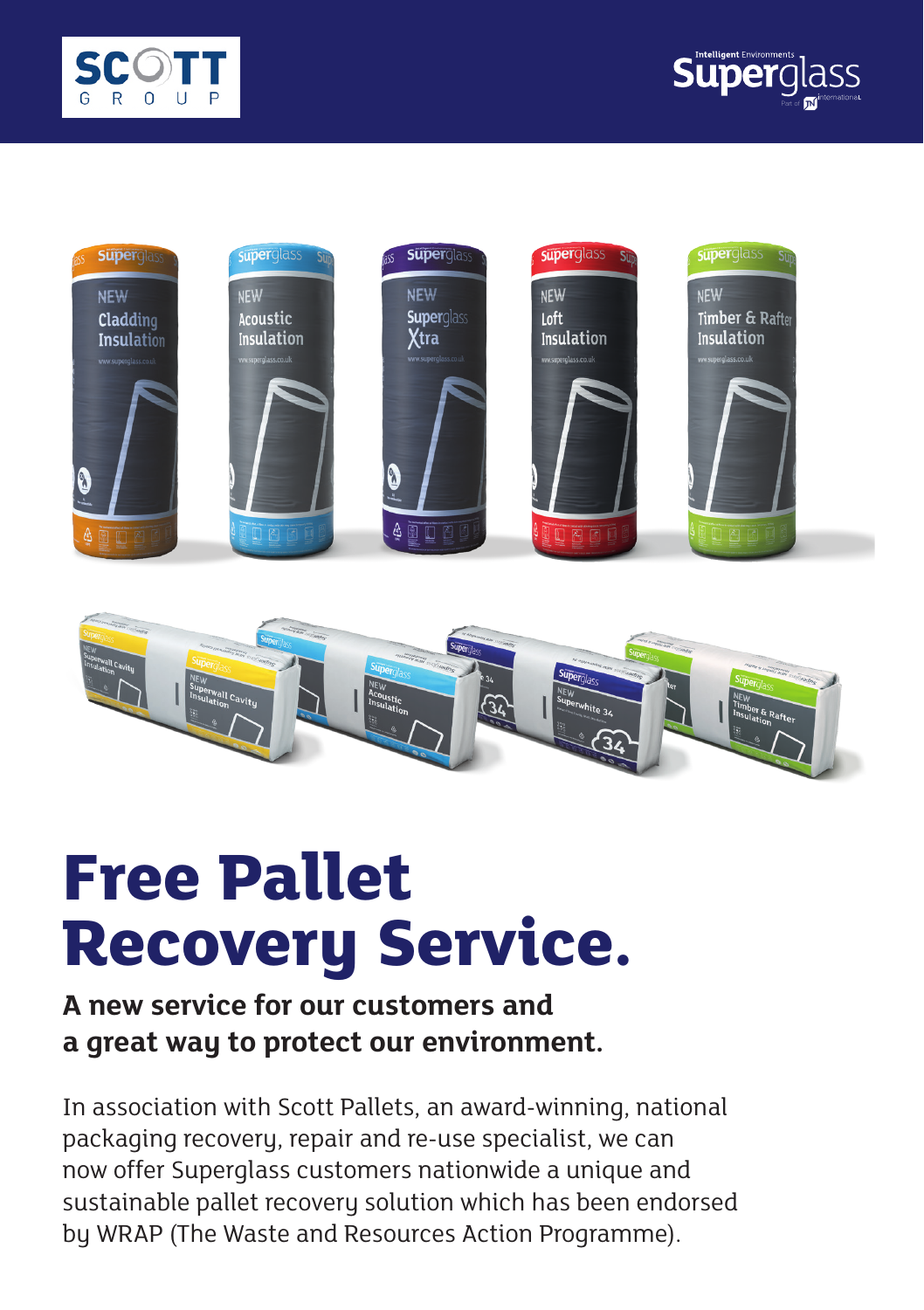# Free Pallet Recovery Service.

**A new service for our customers and a great way to protect our environment.**

In association with Scott Pallets, an award-winning, national packaging recovery, repair and re-use specialist, we can now offer Superglass customers nationwide a unique and sustainable pallet recovery solution which has been endorsed by WRAP (The Waste and Resources Action Programme).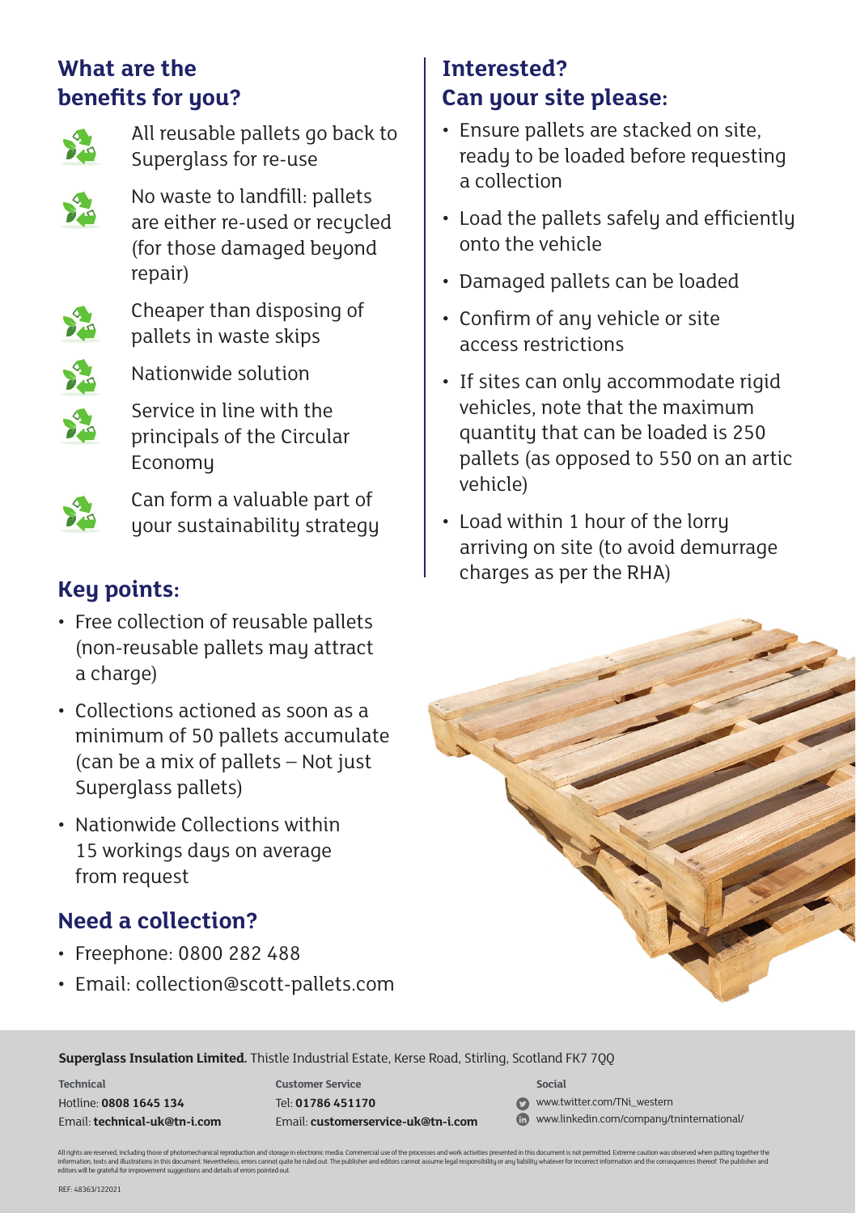## What are the benefits for you?

- All reusable pallets go back to Superglass for re-use
- No waste to landfill: pallets are either re-used or recycled (for those damaged beyond repair)
- Cheaper than disposing of pallets in waste skips
- Nationwide solution
- Service in line with the principals of the Circular Economy
- Can form a valuable part of your sustainability strategy

## Key points:

- Free collection of reusable pallets (non-reusable pallets may attract a charge)
- Collections actioned as soon as a minimum of 50 pallets accumulate (can be a mix of pallets – Not just Superglass pallets)
- Nationwide Collections within 15 workings days on average from request

## Need a collection?

- Freephone: 0800 282 488
- Email: collection@scott-pallets.com

## Interested? Can your site please:

- Ensure pallets are stacked on site, ready to be loaded before requesting a collection
- Load the pallets safely and efficiently onto the vehicle
- Damaged pallets can be loaded
- Confirm of any vehicle or site access restrictions
- If sites can only accommodate rigid vehicles, note that the maximum quantity that can be loaded is 250 pallets (as opposed to 550 on an artic vehicle)
- Load within 1 hour of the lorry arriving on site (to avoid demurrage charges as per the RHA)

**Superglass Insulation Limited.** Thistle Industrial Estate, Kerse Road, Stirling, Scotland FK7 7QQ

**Technical**
Hotline: **0808 1645 134**
Email: **technical-uk@tn-i.com**

**Customer Service**
Tel: **01786 451170**
Email: **customerservice-uk@tn-i.com**

**Social**
www.twitter.com/TNi_western
www.linkedin.com/company/tninternational/

All rights are reserved, including those of photomechanical reproduction and storage in electronic media. Commercial use of the processes and work activities presented in this document is not permitted. Extreme caution was observed when putting together the information, texts and illustrations in this document. Nevertheless, errors cannot quite be ruled out. The publisher and editors cannot assume legal responsibility or any liability whatever for incorrect information and the consequences thereof. The publisher and editors will be grateful for improvement suggestions and details of errors pointed out.

REF: 48363/122021